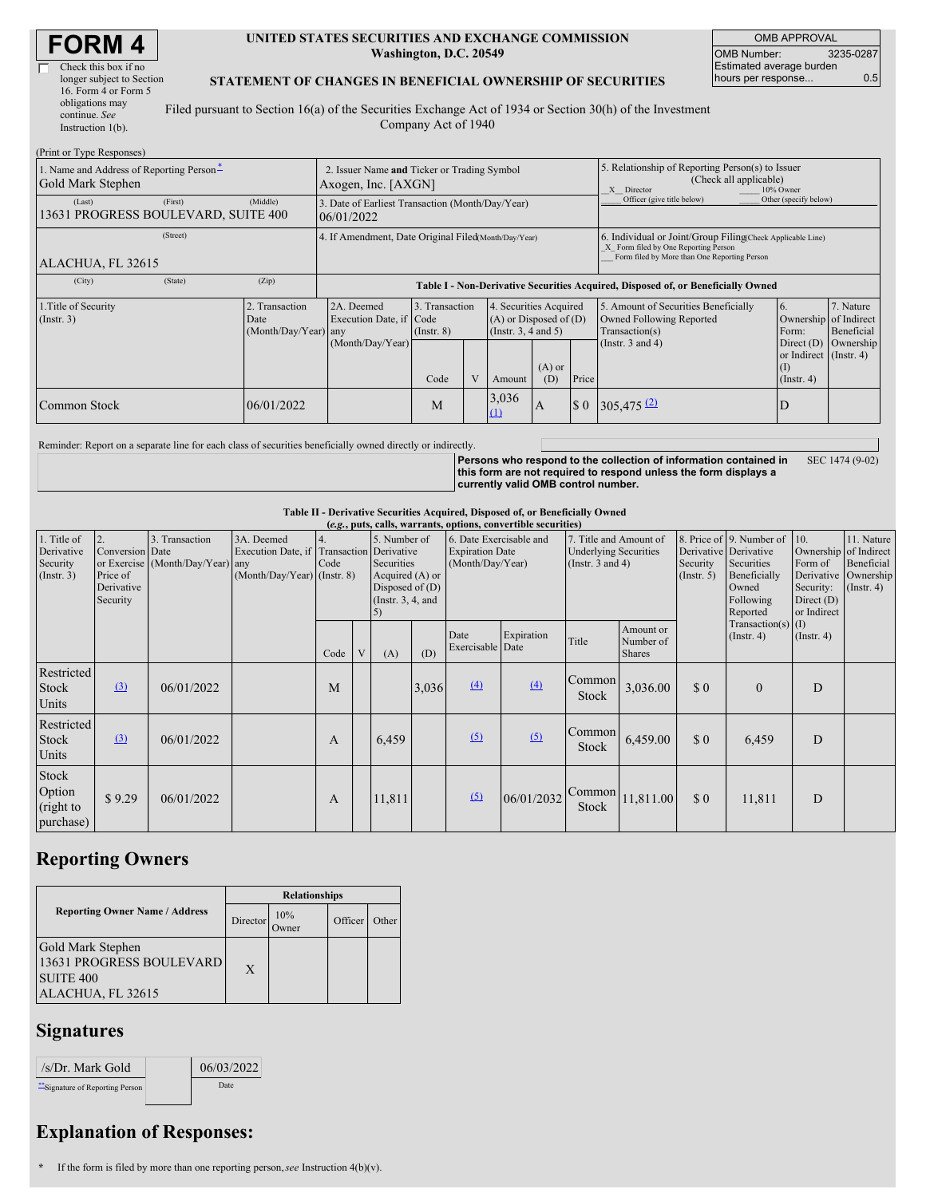# FORM 4

☐ Check this box if no longer subject to Section 16. Form 4 or Form 5 obligations may continue. *See* Instruction 1(b).

**UNITED STATES SECURITIES AND EXCHANGE COMMISSION**
**Washington, D.C. 20549**

**STATEMENT OF CHANGES IN BENEFICIAL OWNERSHIP OF SECURITIES**

Filed pursuant to Section 16(a) of the Securities Exchange Act of 1934 or Section 30(h) of the Investment Company Act of 1940

| OMB APPROVAL | |
|---|---|
| OMB Number: | 3235-0287 |
| Estimated average burden hours per response... | 0.5 |

(Print or Type Responses)

| 1. Name and Address of Reporting Person* | 2. Issuer Name and Ticker or Trading Symbol | 5. Relationship of Reporting Person(s) to Issuer (Check all applicable) |
|---|---|---|
| Gold Mark Stephen | Axogen, Inc. [AXGN] | _X_ Director ___ 10% Owner ___ Officer (give title below) ___ Other (specify below) |
| (Last) (First) (Middle) 13631 PROGRESS BOULEVARD, SUITE 400 | 3. Date of Earliest Transaction (Month/Day/Year) 06/01/2022 | |
| (Street) ALACHUA, FL 32615 | 4. If Amendment, Date Original Filed (Month/Day/Year) | 6. Individual or Joint/Group Filing (Check Applicable Line) _X_ Form filed by One Reporting Person ___ Form filed by More than One Reporting Person |
| (City) (State) (Zip) | | |

**Table I - Non-Derivative Securities Acquired, Disposed of, or Beneficially Owned**

| 1.Title of Security (Instr. 3) | 2. Transaction Date (Month/Day/Year) | 2A. Deemed Execution Date, if any (Month/Day/Year) | 3. Transaction Code (Instr. 8) Code | V | 4. Securities Acquired (A) or Disposed of (D) (Instr. 3, 4 and 5) Amount | (A) or (D) | Price | 5. Amount of Securities Beneficially Owned Following Reported Transaction(s) (Instr. 3 and 4) | 6. Ownership Form: Direct (D) or Indirect (I) (Instr. 4) | 7. Nature of Indirect Beneficial Ownership (Instr. 4) |
|---|---|---|---|---|---|---|---|---|---|---|
| Common Stock | 06/01/2022 | | M | | 3,036 (1) | A | $ 0 | 305,475 (2) | D | |

Reminder: Report on a separate line for each class of securities beneficially owned directly or indirectly.

**Persons who respond to the collection of information contained in this form are not required to respond unless the form displays a currently valid OMB control number.** SEC 1474 (9-02)

**Table II - Derivative Securities Acquired, Disposed of, or Beneficially Owned**
**(*e.g.*, puts, calls, warrants, options, convertible securities)**

| 1. Title of Derivative Security (Instr. 3) | 2. Conversion or Exercise Price of Derivative Security | 3. Transaction Date (Month/Day/Year) | 3A. Deemed Execution Date, if any (Month/Day/Year) | 4. Transaction Code (Instr. 8) Code | V | 5. Number of Derivative Securities Acquired (A) or Disposed of (D) (Instr. 3, 4, and 5) (A) | (D) | 6. Date Exercisable and Expiration Date (Month/Day/Year) Date Exercisable | Expiration Date | 7. Title and Amount of Underlying Securities (Instr. 3 and 4) Title | Amount or Number of Shares | 8. Price of Derivative Security (Instr. 5) | 9. Number of Derivative Securities Beneficially Owned Following Reported Transaction(s) (Instr. 4) | 10. Ownership Form of Derivative Security: Direct (D) or Indirect (I) (Instr. 4) | 11. Nature of Indirect Beneficial Ownership (Instr. 4) |
|---|---|---|---|---|---|---|---|---|---|---|---|---|---|---|---|
| Restricted Stock Units | (3) | 06/01/2022 | | M | | | 3,036 | (4) | (4) | Common Stock | 3,036.00 | $ 0 | 0 | D | |
| Restricted Stock Units | (3) | 06/01/2022 | | A | | 6,459 | | (5) | (5) | Common Stock | 6,459.00 | $ 0 | 6,459 | D | |
| Stock Option (right to purchase) | $ 9.29 | 06/01/2022 | | A | | 11,811 | | (5) | 06/01/2032 | Common Stock | 11,811.00 | $ 0 | 11,811 | D | |

## Reporting Owners

| Reporting Owner Name / Address | Relationships Director | 10% Owner | Officer | Other |
|---|---|---|---|---|
| Gold Mark Stephen 13631 PROGRESS BOULEVARD SUITE 400 ALACHUA, FL 32615 | X | | | |

## Signatures

| /s/Dr. Mark Gold | 06/03/2022 |
|---|---|
| **Signature of Reporting Person | Date |

## Explanation of Responses:

\* If the form is filed by more than one reporting person, *see* Instruction 4(b)(v).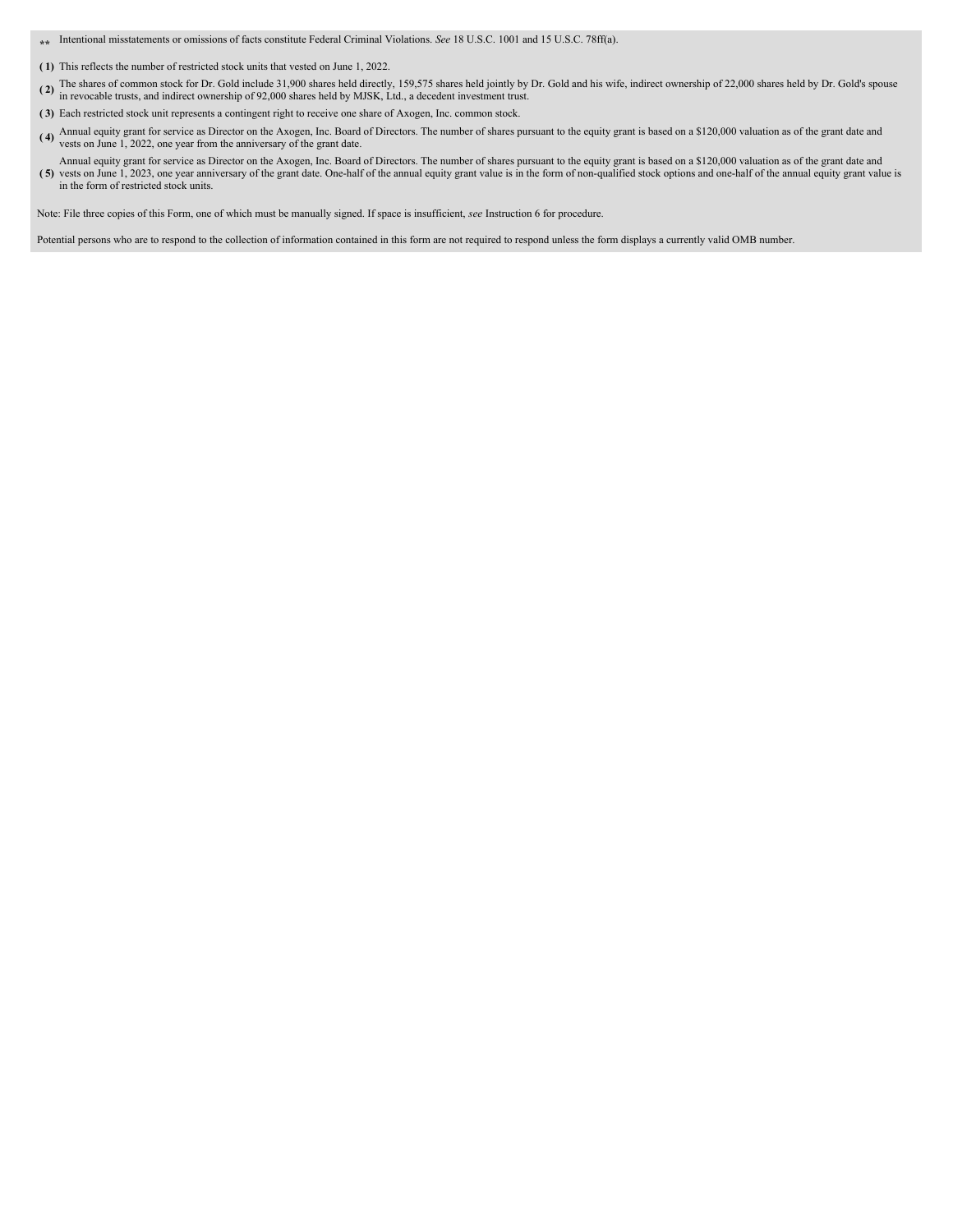** Intentional misstatements or omissions of facts constitute Federal Criminal Violations. *See* 18 U.S.C. 1001 and 15 U.S.C. 78ff(a).

**( 1)** This reflects the number of restricted stock units that vested on June 1, 2022.

**( 2)** The shares of common stock for Dr. Gold include 31,900 shares held directly, 159,575 shares held jointly by Dr. Gold and his wife, indirect ownership of 22,000 shares held by Dr. Gold's spouse in revocable trusts, and indirect ownership of 92,000 shares held by MJSK, Ltd., a decedent investment trust.

**( 3)** Each restricted stock unit represents a contingent right to receive one share of Axogen, Inc. common stock.

**( 4)** Annual equity grant for service as Director on the Axogen, Inc. Board of Directors. The number of shares pursuant to the equity grant is based on a $120,000 valuation as of the grant date and vests on June 1, 2022, one year from the anniversary of the grant date.

**( 5)** Annual equity grant for service as Director on the Axogen, Inc. Board of Directors. The number of shares pursuant to the equity grant is based on a $120,000 valuation as of the grant date and vests on June 1, 2023, one year anniversary of the grant date. One-half of the annual equity grant value is in the form of non-qualified stock options and one-half of the annual equity grant value is in the form of restricted stock units.

Note: File three copies of this Form, one of which must be manually signed. If space is insufficient, *see* Instruction 6 for procedure.

Potential persons who are to respond to the collection of information contained in this form are not required to respond unless the form displays a currently valid OMB number.